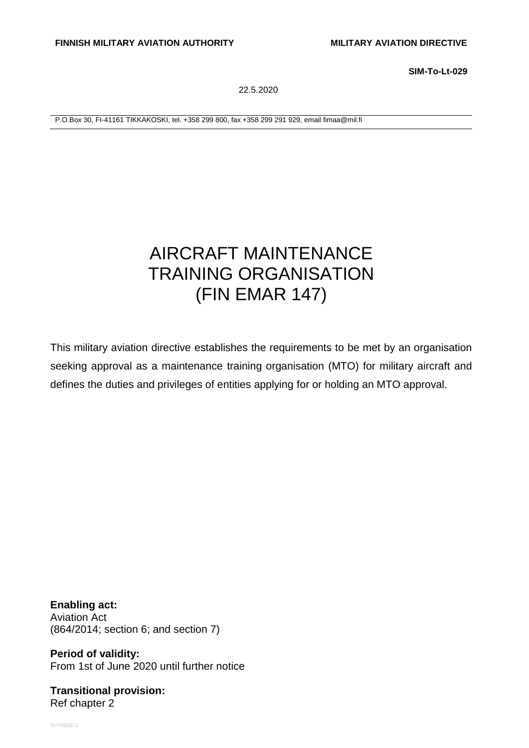**FINNISH MILITARY AVIATION AUTHORITY** **MILITARY AVIATION DIRECTIVE**

**SIM-To-Lt-029**

22.5.2020

P.O.Box 30, FI-41161 TIKKAKOSKI, tel. +358 299 800, fax +358 299 291 929, email fimaa@mil.fi

# AIRCRAFT MAINTENANCE TRAINING ORGANISATION (FIN EMAR 147)

This military aviation directive establishes the requirements to be met by an organisation seeking approval as a maintenance training organisation (MTO) for military aircraft and defines the duties and privileges of entities applying for or holding an MTO approval.

**Enabling act:**
Aviation Act
(864/2014; section 6; and section 7)

**Period of validity:**
From 1st of June 2020 until further notice

**Transitional provision:**
Ref chapter 2

SVY001E-2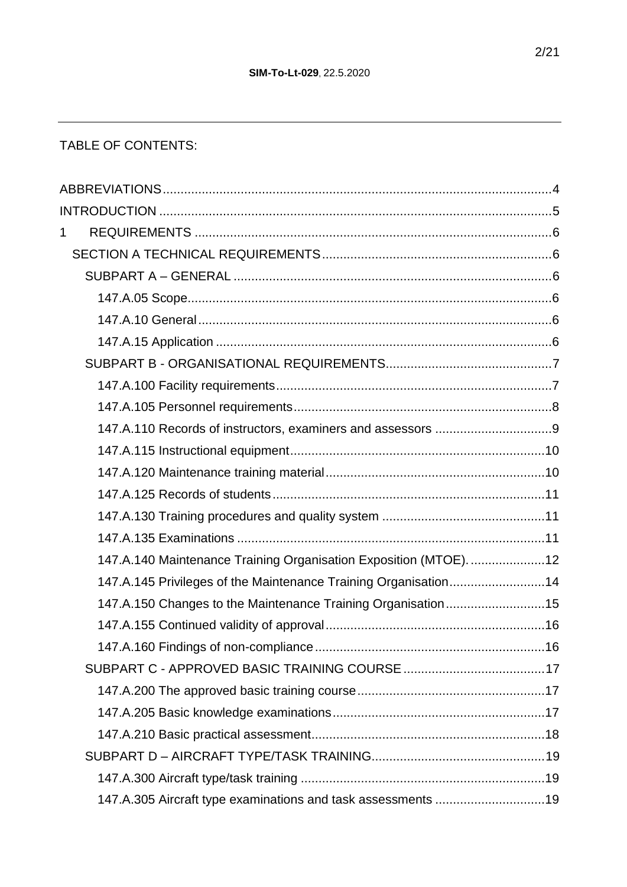TABLE OF CONTENTS:

ABBREVIATIONS....4
INTRODUCTION....5
1 REQUIREMENTS....6
- SECTION A TECHNICAL REQUIREMENTS....6
  - SUBPART A – GENERAL....6
    - 147.A.05 Scope....6
    - 147.A.10 General....6
    - 147.A.15 Application....6
  - SUBPART B - ORGANISATIONAL REQUIREMENTS....7
    - 147.A.100 Facility requirements....7
    - 147.A.105 Personnel requirements....8
    - 147.A.110 Records of instructors, examiners and assessors....9
    - 147.A.115 Instructional equipment....10
    - 147.A.120 Maintenance training material....10
    - 147.A.125 Records of students....11
    - 147.A.130 Training procedures and quality system....11
    - 147.A.135 Examinations....11
    - 147.A.140 Maintenance Training Organisation Exposition (MTOE).....12
    - 147.A.145 Privileges of the Maintenance Training Organisation....14
    - 147.A.150 Changes to the Maintenance Training Organisation....15
    - 147.A.155 Continued validity of approval....16
    - 147.A.160 Findings of non-compliance....16
  - SUBPART C - APPROVED BASIC TRAINING COURSE....17
    - 147.A.200 The approved basic training course....17
    - 147.A.205 Basic knowledge examinations....17
    - 147.A.210 Basic practical assessment....18
  - SUBPART D – AIRCRAFT TYPE/TASK TRAINING....19
    - 147.A.300 Aircraft type/task training....19
    - 147.A.305 Aircraft type examinations and task assessments....19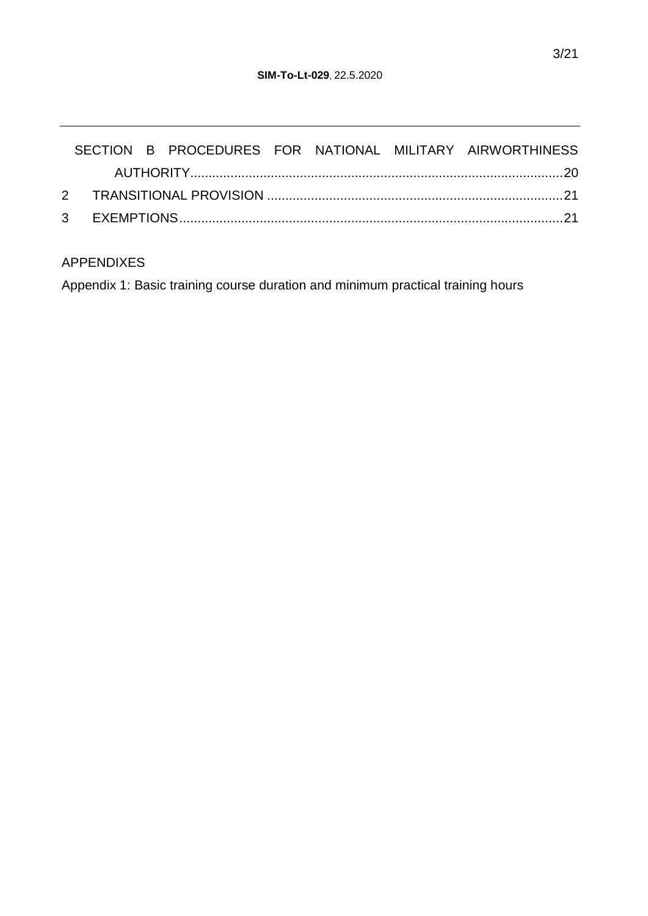SECTION B PROCEDURES FOR NATIONAL MILITARY AIRWORTHINESS AUTHORITY.....................................................................................................20

2 TRANSITIONAL PROVISION ..............................................................................21

3 EXEMPTIONS.......................................................................................................21

APPENDIXES

Appendix 1: Basic training course duration and minimum practical training hours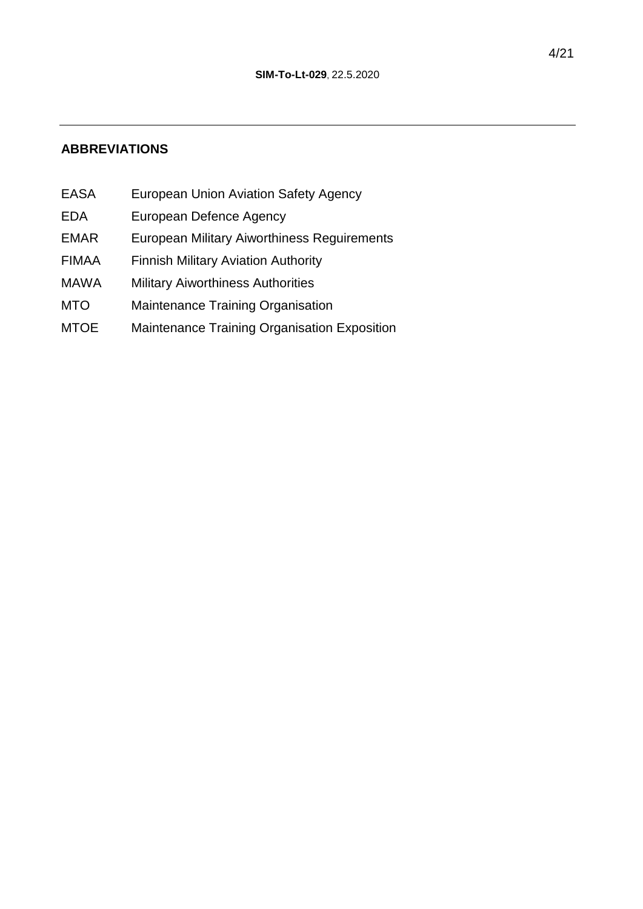## ABBREVIATIONS

| | |
|---|---|
| EASA | European Union Aviation Safety Agency |
| EDA | European Defence Agency |
| EMAR | European Military Aiworthiness Reguirements |
| FIMAA | Finnish Military Aviation Authority |
| MAWA | Military Aiworthiness Authorities |
| MTO | Maintenance Training Organisation |
| MTOE | Maintenance Training Organisation Exposition |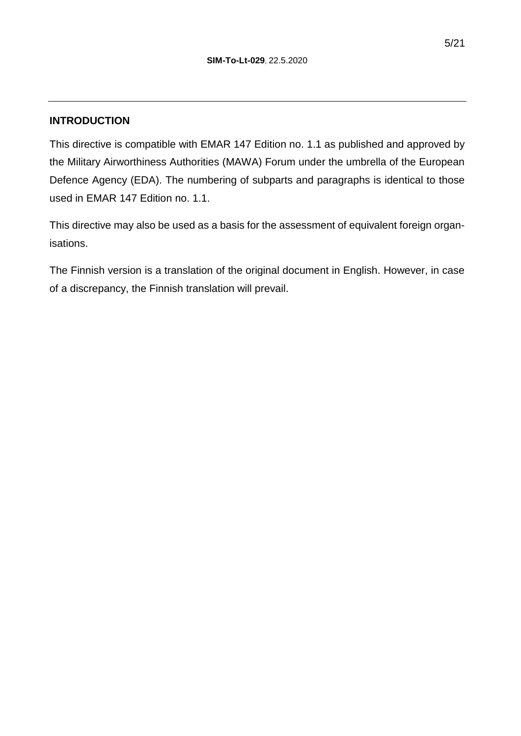## INTRODUCTION

This directive is compatible with EMAR 147 Edition no. 1.1 as published and approved by the Military Airworthiness Authorities (MAWA) Forum under the umbrella of the European Defence Agency (EDA). The numbering of subparts and paragraphs is identical to those used in EMAR 147 Edition no. 1.1.

This directive may also be used as a basis for the assessment of equivalent foreign organisations.

The Finnish version is a translation of the original document in English. However, in case of a discrepancy, the Finnish translation will prevail.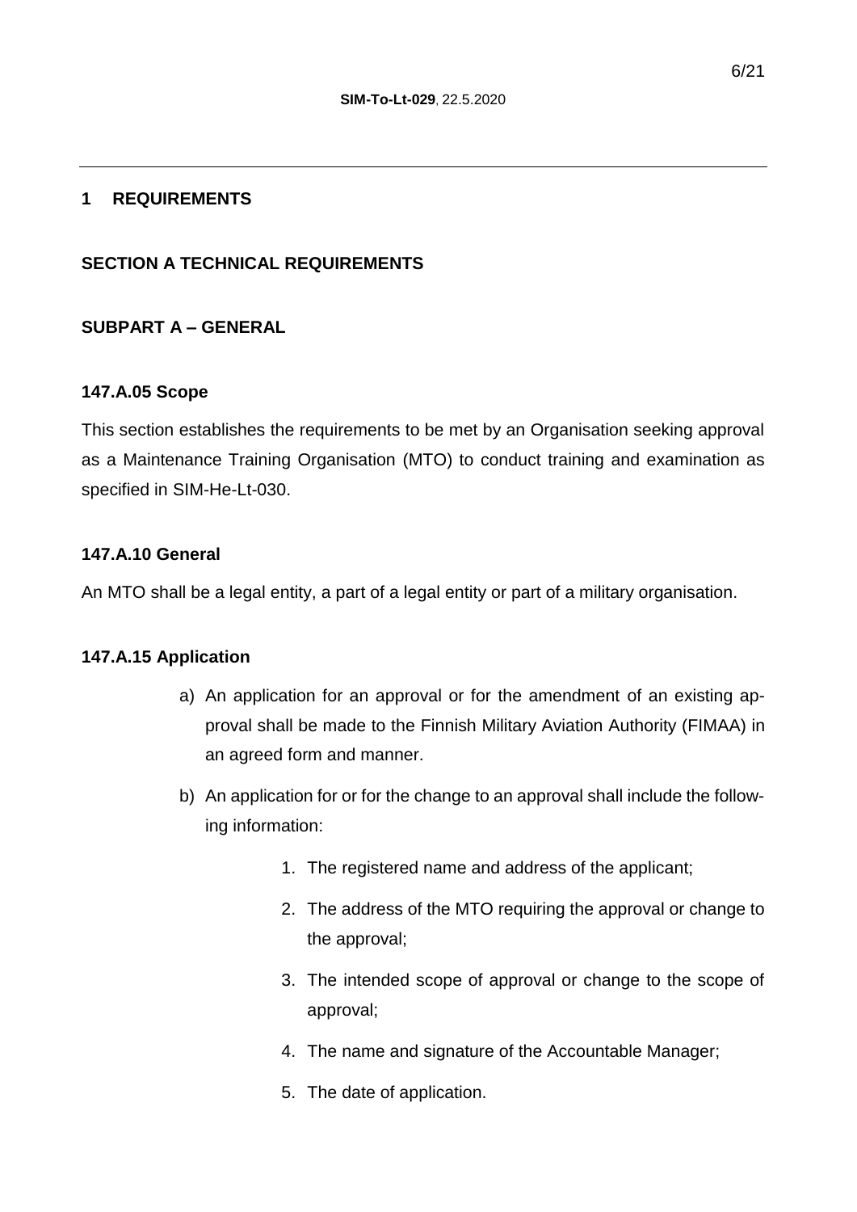# 1 REQUIREMENTS

## SECTION A TECHNICAL REQUIREMENTS

## SUBPART A – GENERAL

### 147.A.05 Scope

This section establishes the requirements to be met by an Organisation seeking approval as a Maintenance Training Organisation (MTO) to conduct training and examination as specified in SIM-He-Lt-030.

### 147.A.10 General

An MTO shall be a legal entity, a part of a legal entity or part of a military organisation.

### 147.A.15 Application

a) An application for an approval or for the amendment of an existing approval shall be made to the Finnish Military Aviation Authority (FIMAA) in an agreed form and manner.

b) An application for or for the change to an approval shall include the following information:

1. The registered name and address of the applicant;
2. The address of the MTO requiring the approval or change to the approval;
3. The intended scope of approval or change to the scope of approval;
4. The name and signature of the Accountable Manager;
5. The date of application.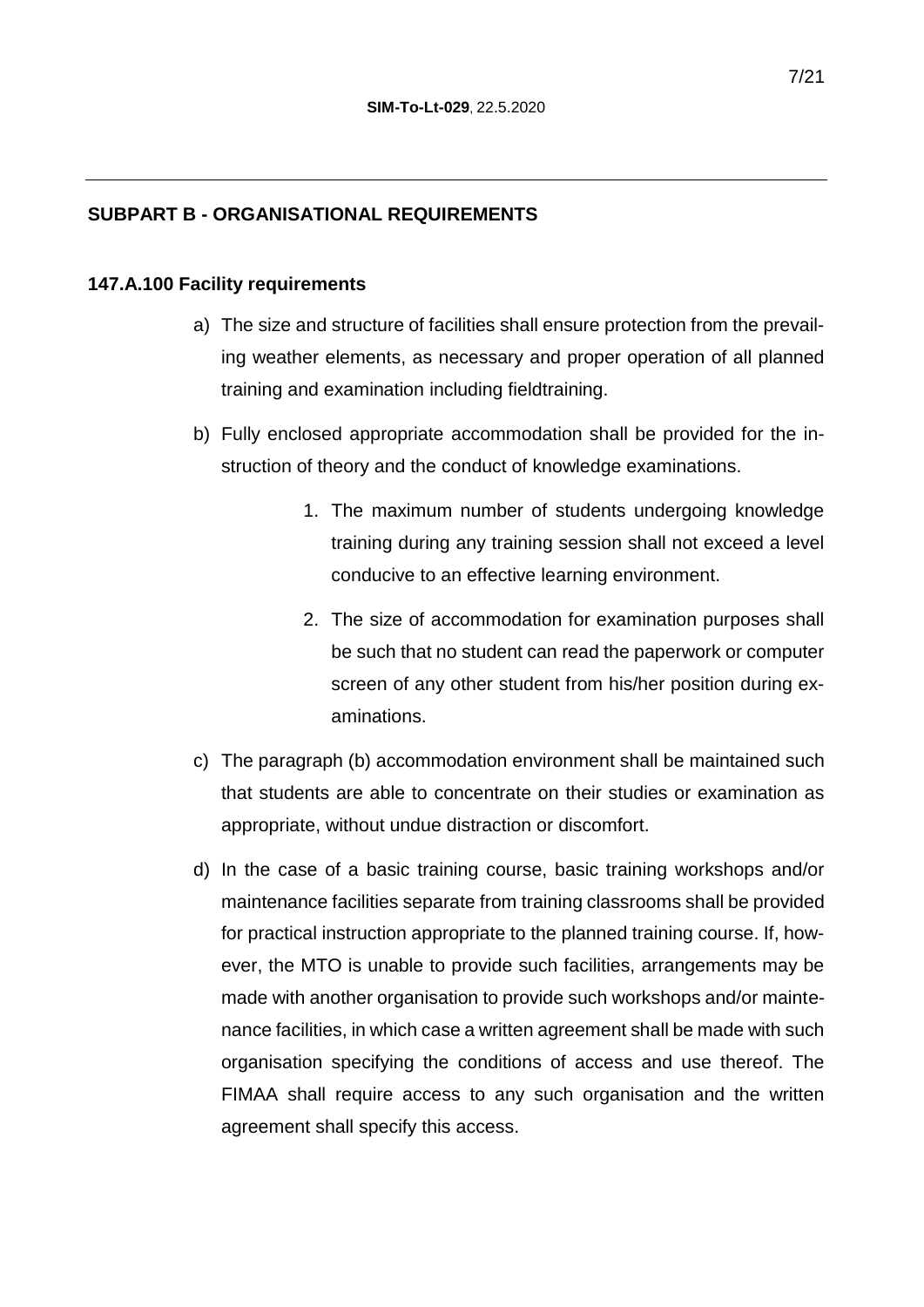## SUBPART B - ORGANISATIONAL REQUIREMENTS

### 147.A.100 Facility requirements

a) The size and structure of facilities shall ensure protection from the prevailing weather elements, as necessary and proper operation of all planned training and examination including fieldtraining.

b) Fully enclosed appropriate accommodation shall be provided for the instruction of theory and the conduct of knowledge examinations.

   1. The maximum number of students undergoing knowledge training during any training session shall not exceed a level conducive to an effective learning environment.

   2. The size of accommodation for examination purposes shall be such that no student can read the paperwork or computer screen of any other student from his/her position during examinations.

c) The paragraph (b) accommodation environment shall be maintained such that students are able to concentrate on their studies or examination as appropriate, without undue distraction or discomfort.

d) In the case of a basic training course, basic training workshops and/or maintenance facilities separate from training classrooms shall be provided for practical instruction appropriate to the planned training course. If, however, the MTO is unable to provide such facilities, arrangements may be made with another organisation to provide such workshops and/or maintenance facilities, in which case a written agreement shall be made with such organisation specifying the conditions of access and use thereof. The FIMAA shall require access to any such organisation and the written agreement shall specify this access.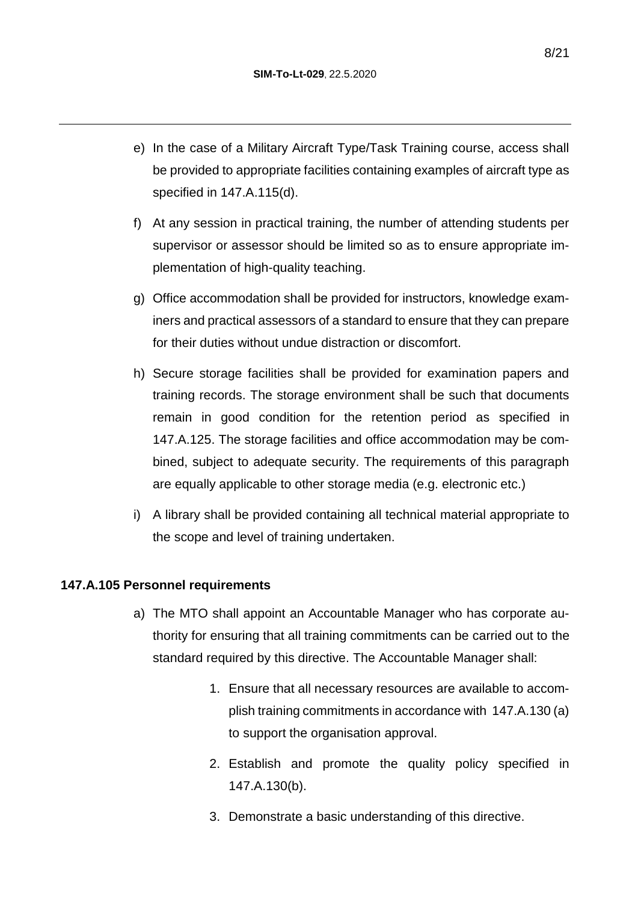e) In the case of a Military Aircraft Type/Task Training course, access shall be provided to appropriate facilities containing examples of aircraft type as specified in 147.A.115(d).

f) At any session in practical training, the number of attending students per supervisor or assessor should be limited so as to ensure appropriate implementation of high-quality teaching.

g) Office accommodation shall be provided for instructors, knowledge examiners and practical assessors of a standard to ensure that they can prepare for their duties without undue distraction or discomfort.

h) Secure storage facilities shall be provided for examination papers and training records. The storage environment shall be such that documents remain in good condition for the retention period as specified in 147.A.125. The storage facilities and office accommodation may be combined, subject to adequate security. The requirements of this paragraph are equally applicable to other storage media (e.g. electronic etc.)

i) A library shall be provided containing all technical material appropriate to the scope and level of training undertaken.

**147.A.105 Personnel requirements**

a) The MTO shall appoint an Accountable Manager who has corporate authority for ensuring that all training commitments can be carried out to the standard required by this directive. The Accountable Manager shall:

   1. Ensure that all necessary resources are available to accomplish training commitments in accordance with 147.A.130 (a) to support the organisation approval.

   2. Establish and promote the quality policy specified in 147.A.130(b).

   3. Demonstrate a basic understanding of this directive.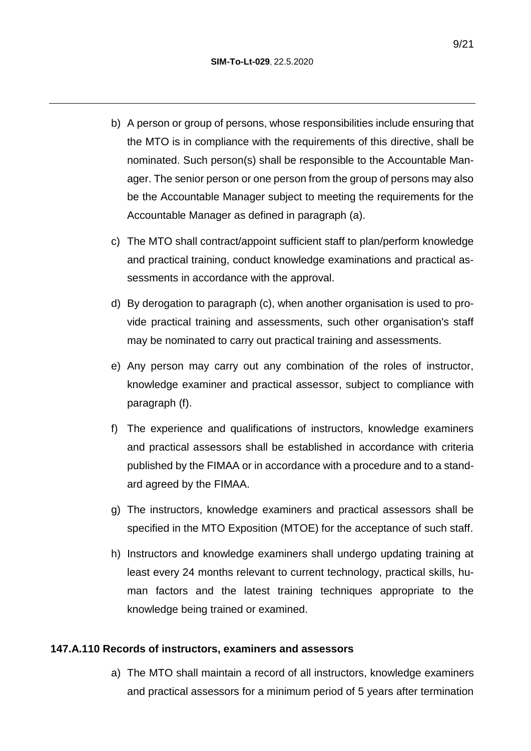b) A person or group of persons, whose responsibilities include ensuring that the MTO is in compliance with the requirements of this directive, shall be nominated. Such person(s) shall be responsible to the Accountable Manager. The senior person or one person from the group of persons may also be the Accountable Manager subject to meeting the requirements for the Accountable Manager as defined in paragraph (a).

c) The MTO shall contract/appoint sufficient staff to plan/perform knowledge and practical training, conduct knowledge examinations and practical assessments in accordance with the approval.

d) By derogation to paragraph (c), when another organisation is used to provide practical training and assessments, such other organisation's staff may be nominated to carry out practical training and assessments.

e) Any person may carry out any combination of the roles of instructor, knowledge examiner and practical assessor, subject to compliance with paragraph (f).

f) The experience and qualifications of instructors, knowledge examiners and practical assessors shall be established in accordance with criteria published by the FIMAA or in accordance with a procedure and to a standard agreed by the FIMAA.

g) The instructors, knowledge examiners and practical assessors shall be specified in the MTO Exposition (MTOE) for the acceptance of such staff.

h) Instructors and knowledge examiners shall undergo updating training at least every 24 months relevant to current technology, practical skills, human factors and the latest training techniques appropriate to the knowledge being trained or examined.

**147.A.110 Records of instructors, examiners and assessors**

a) The MTO shall maintain a record of all instructors, knowledge examiners and practical assessors for a minimum period of 5 years after termination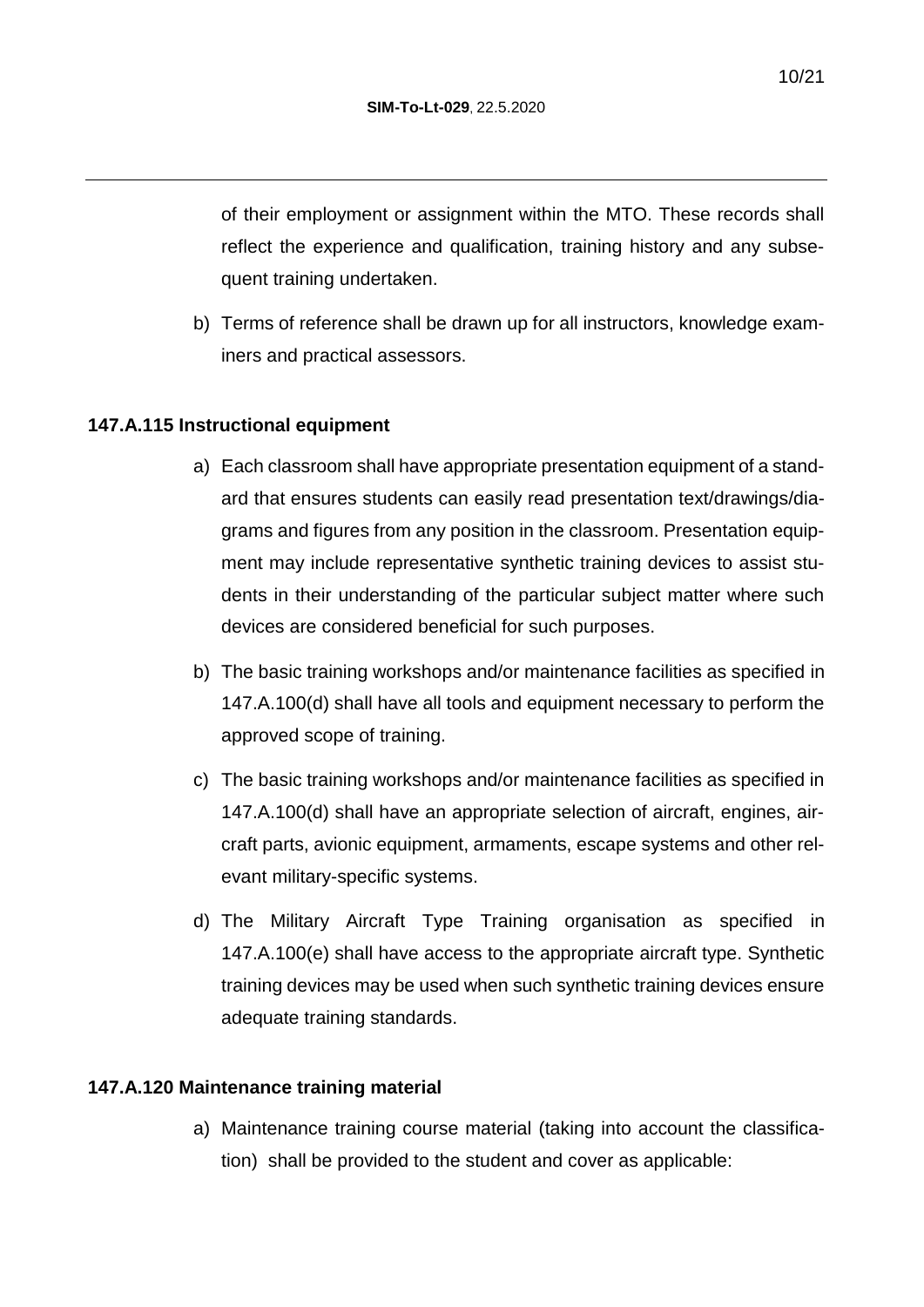of their employment or assignment within the MTO. These records shall reflect the experience and qualification, training history and any subsequent training undertaken.

b) Terms of reference shall be drawn up for all instructors, knowledge examiners and practical assessors.

### 147.A.115 Instructional equipment

a) Each classroom shall have appropriate presentation equipment of a standard that ensures students can easily read presentation text/drawings/diagrams and figures from any position in the classroom. Presentation equipment may include representative synthetic training devices to assist students in their understanding of the particular subject matter where such devices are considered beneficial for such purposes.

b) The basic training workshops and/or maintenance facilities as specified in 147.A.100(d) shall have all tools and equipment necessary to perform the approved scope of training.

c) The basic training workshops and/or maintenance facilities as specified in 147.A.100(d) shall have an appropriate selection of aircraft, engines, aircraft parts, avionic equipment, armaments, escape systems and other relevant military-specific systems.

d) The Military Aircraft Type Training organisation as specified in 147.A.100(e) shall have access to the appropriate aircraft type. Synthetic training devices may be used when such synthetic training devices ensure adequate training standards.

### 147.A.120 Maintenance training material

a) Maintenance training course material (taking into account the classification) shall be provided to the student and cover as applicable: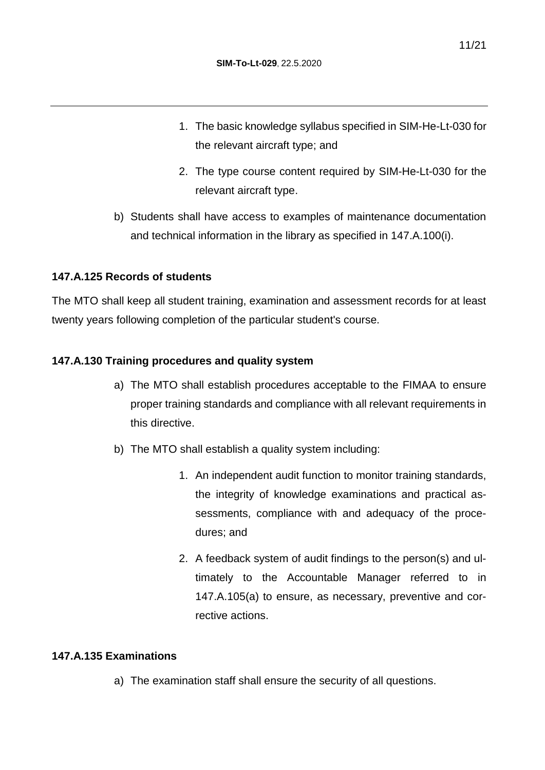1. The basic knowledge syllabus specified in SIM-He-Lt-030 for the relevant aircraft type; and
2. The type course content required by SIM-He-Lt-030 for the relevant aircraft type.

b) Students shall have access to examples of maintenance documentation and technical information in the library as specified in 147.A.100(i).

**147.A.125 Records of students**

The MTO shall keep all student training, examination and assessment records for at least twenty years following completion of the particular student's course.

**147.A.130 Training procedures and quality system**

a) The MTO shall establish procedures acceptable to the FIMAA to ensure proper training standards and compliance with all relevant requirements in this directive.

b) The MTO shall establish a quality system including:

1. An independent audit function to monitor training standards, the integrity of knowledge examinations and practical assessments, compliance with and adequacy of the procedures; and
2. A feedback system of audit findings to the person(s) and ultimately to the Accountable Manager referred to in 147.A.105(a) to ensure, as necessary, preventive and corrective actions.

**147.A.135 Examinations**

a) The examination staff shall ensure the security of all questions.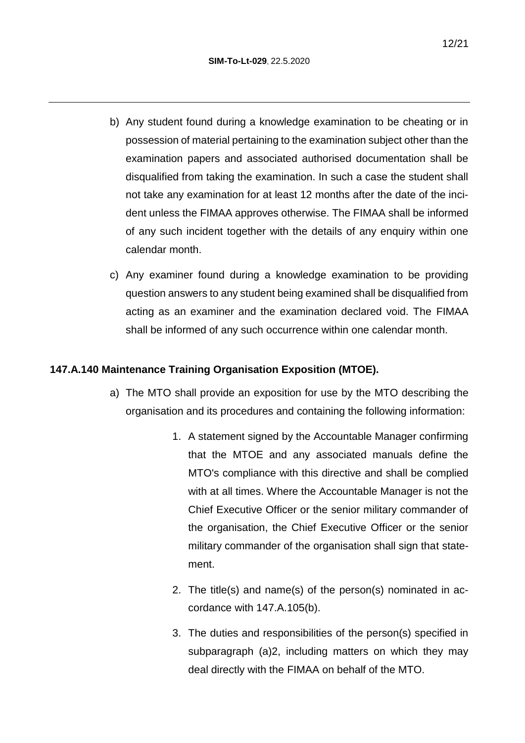b) Any student found during a knowledge examination to be cheating or in possession of material pertaining to the examination subject other than the examination papers and associated authorised documentation shall be disqualified from taking the examination. In such a case the student shall not take any examination for at least 12 months after the date of the incident unless the FIMAA approves otherwise. The FIMAA shall be informed of any such incident together with the details of any enquiry within one calendar month.

c) Any examiner found during a knowledge examination to be providing question answers to any student being examined shall be disqualified from acting as an examiner and the examination declared void. The FIMAA shall be informed of any such occurrence within one calendar month.

**147.A.140 Maintenance Training Organisation Exposition (MTOE).**

a) The MTO shall provide an exposition for use by the MTO describing the organisation and its procedures and containing the following information:

   1. A statement signed by the Accountable Manager confirming that the MTOE and any associated manuals define the MTO's compliance with this directive and shall be complied with at all times. Where the Accountable Manager is not the Chief Executive Officer or the senior military commander of the organisation, the Chief Executive Officer or the senior military commander of the organisation shall sign that statement.

   2. The title(s) and name(s) of the person(s) nominated in accordance with 147.A.105(b).

   3. The duties and responsibilities of the person(s) specified in subparagraph (a)2, including matters on which they may deal directly with the FIMAA on behalf of the MTO.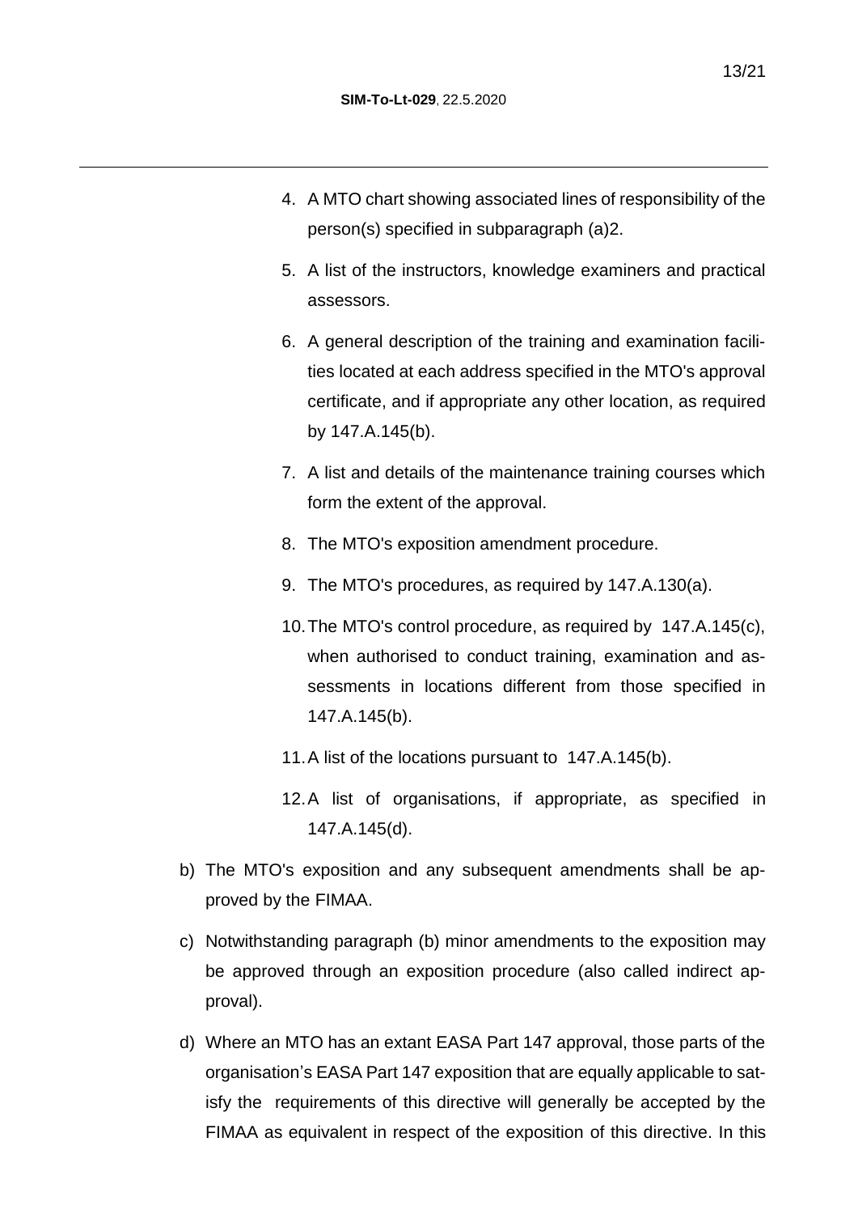4. A MTO chart showing associated lines of responsibility of the person(s) specified in subparagraph (a)2.
5. A list of the instructors, knowledge examiners and practical assessors.
6. A general description of the training and examination facilities located at each address specified in the MTO's approval certificate, and if appropriate any other location, as required by 147.A.145(b).
7. A list and details of the maintenance training courses which form the extent of the approval.
8. The MTO's exposition amendment procedure.
9. The MTO's procedures, as required by 147.A.130(a).
10. The MTO's control procedure, as required by 147.A.145(c), when authorised to conduct training, examination and assessments in locations different from those specified in 147.A.145(b).
11. A list of the locations pursuant to 147.A.145(b).
12. A list of organisations, if appropriate, as specified in 147.A.145(d).

b) The MTO's exposition and any subsequent amendments shall be approved by the FIMAA.

c) Notwithstanding paragraph (b) minor amendments to the exposition may be approved through an exposition procedure (also called indirect approval).

d) Where an MTO has an extant EASA Part 147 approval, those parts of the organisation's EASA Part 147 exposition that are equally applicable to satisfy the requirements of this directive will generally be accepted by the FIMAA as equivalent in respect of the exposition of this directive. In this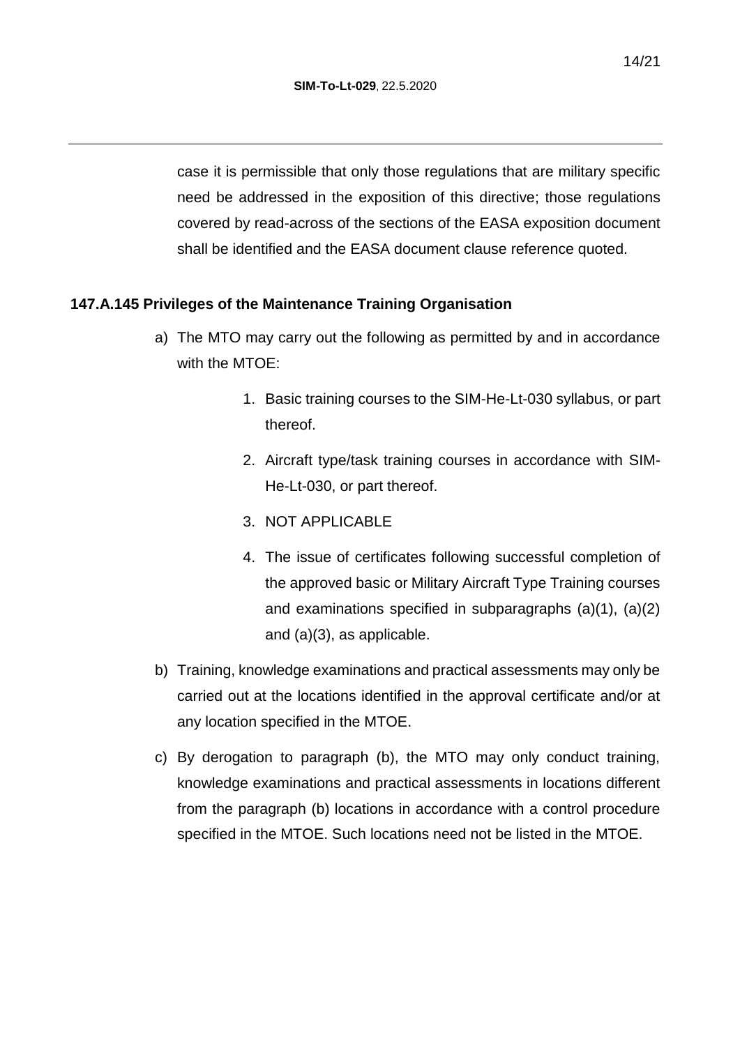case it is permissible that only those regulations that are military specific need be addressed in the exposition of this directive; those regulations covered by read-across of the sections of the EASA exposition document shall be identified and the EASA document clause reference quoted.

### 147.A.145 Privileges of the Maintenance Training Organisation

a) The MTO may carry out the following as permitted by and in accordance with the MTOE:

1. Basic training courses to the SIM-He-Lt-030 syllabus, or part thereof.
2. Aircraft type/task training courses in accordance with SIM-He-Lt-030, or part thereof.
3. NOT APPLICABLE
4. The issue of certificates following successful completion of the approved basic or Military Aircraft Type Training courses and examinations specified in subparagraphs (a)(1), (a)(2) and (a)(3), as applicable.

b) Training, knowledge examinations and practical assessments may only be carried out at the locations identified in the approval certificate and/or at any location specified in the MTOE.

c) By derogation to paragraph (b), the MTO may only conduct training, knowledge examinations and practical assessments in locations different from the paragraph (b) locations in accordance with a control procedure specified in the MTOE. Such locations need not be listed in the MTOE.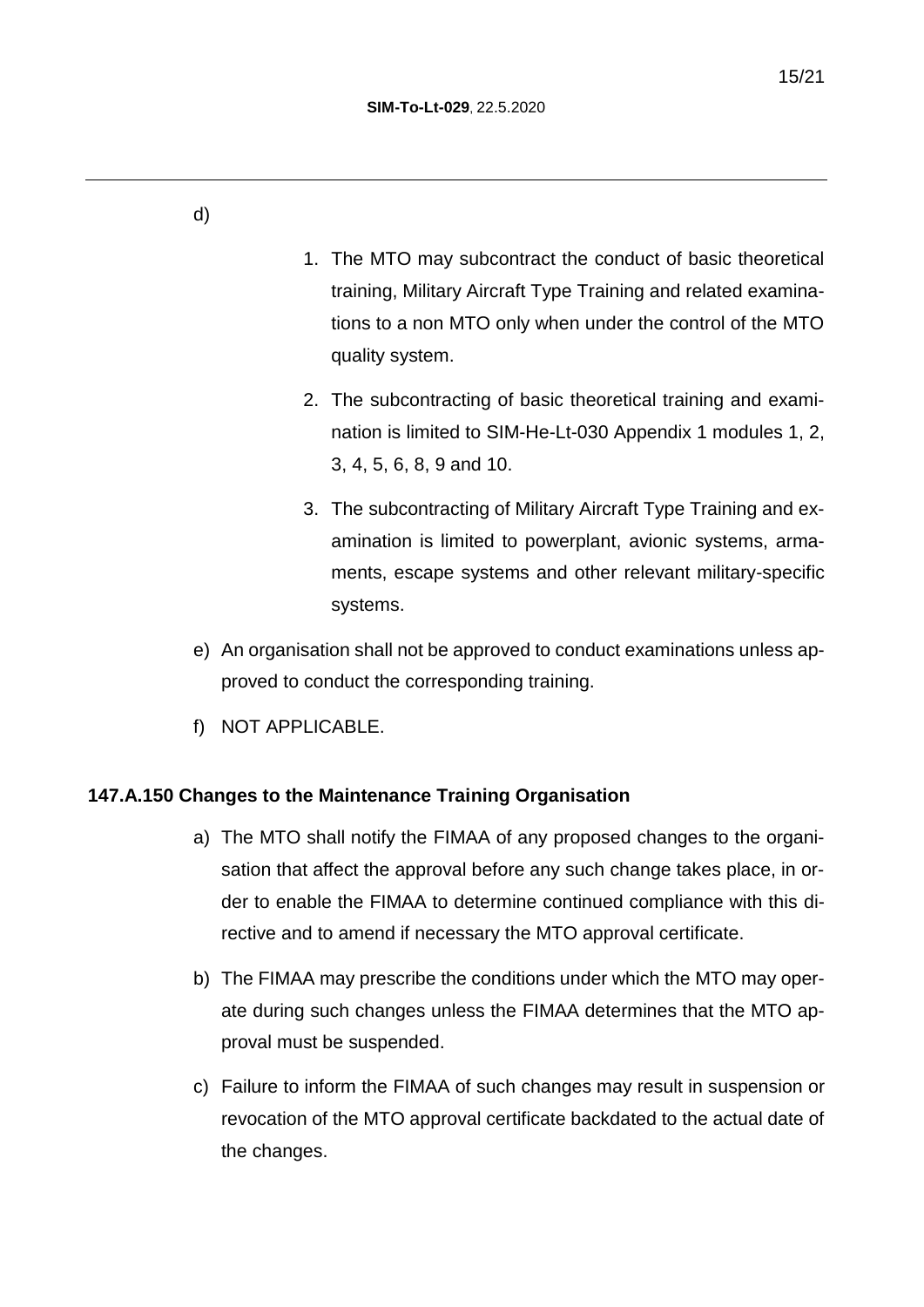d)

1. The MTO may subcontract the conduct of basic theoretical training, Military Aircraft Type Training and related examinations to a non MTO only when under the control of the MTO quality system.
2. The subcontracting of basic theoretical training and examination is limited to SIM-He-Lt-030 Appendix 1 modules 1, 2, 3, 4, 5, 6, 8, 9 and 10.
3. The subcontracting of Military Aircraft Type Training and examination is limited to powerplant, avionic systems, armaments, escape systems and other relevant military-specific systems.

e) An organisation shall not be approved to conduct examinations unless approved to conduct the corresponding training.

f) NOT APPLICABLE.

**147.A.150 Changes to the Maintenance Training Organisation**

a) The MTO shall notify the FIMAA of any proposed changes to the organisation that affect the approval before any such change takes place, in order to enable the FIMAA to determine continued compliance with this directive and to amend if necessary the MTO approval certificate.

b) The FIMAA may prescribe the conditions under which the MTO may operate during such changes unless the FIMAA determines that the MTO approval must be suspended.

c) Failure to inform the FIMAA of such changes may result in suspension or revocation of the MTO approval certificate backdated to the actual date of the changes.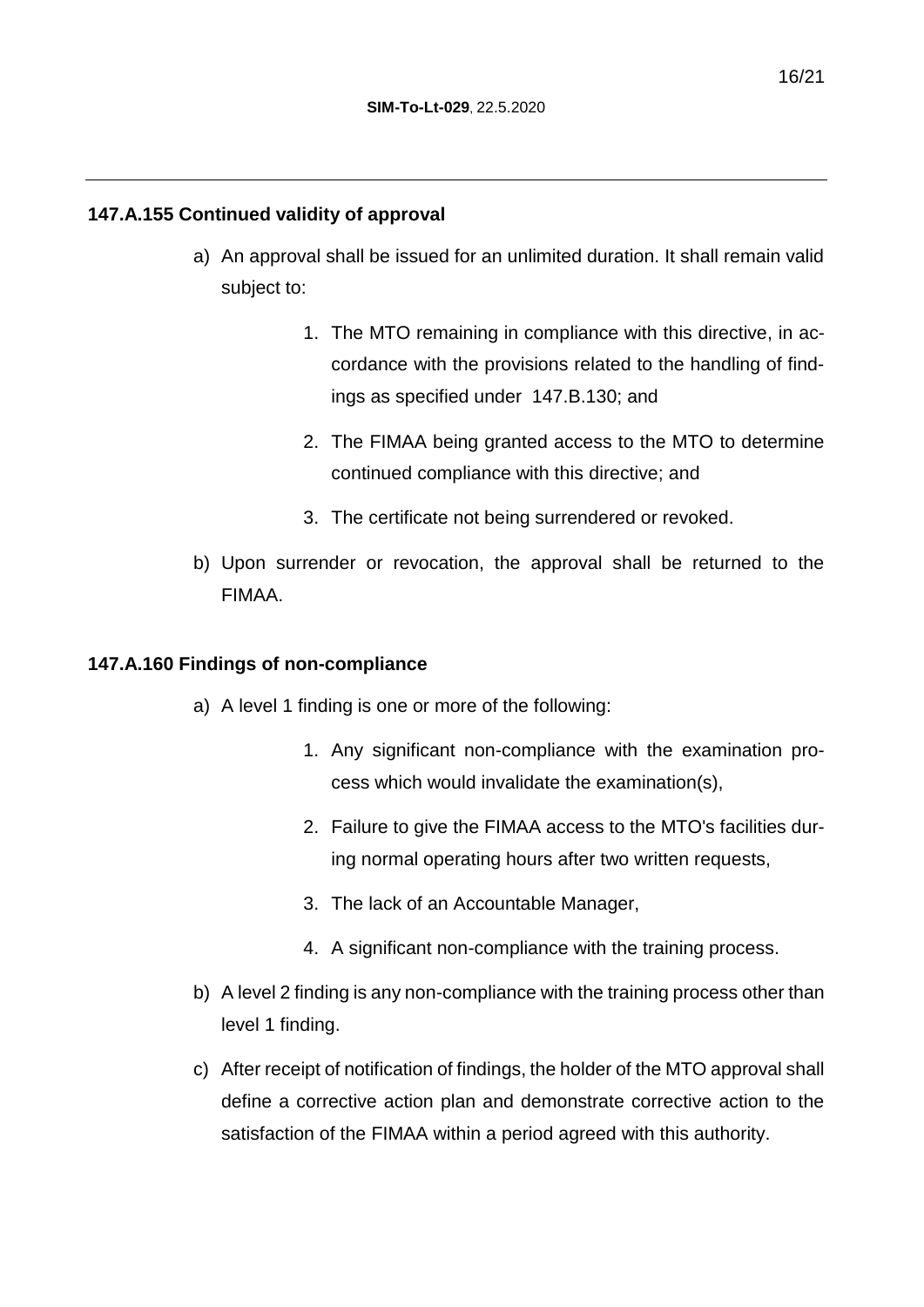### 147.A.155 Continued validity of approval

a) An approval shall be issued for an unlimited duration. It shall remain valid subject to:

   1. The MTO remaining in compliance with this directive, in accordance with the provisions related to the handling of findings as specified under 147.B.130; and
   2. The FIMAA being granted access to the MTO to determine continued compliance with this directive; and
   3. The certificate not being surrendered or revoked.

b) Upon surrender or revocation, the approval shall be returned to the FIMAA.

### 147.A.160 Findings of non-compliance

a) A level 1 finding is one or more of the following:

   1. Any significant non-compliance with the examination process which would invalidate the examination(s),
   2. Failure to give the FIMAA access to the MTO's facilities during normal operating hours after two written requests,
   3. The lack of an Accountable Manager,
   4. A significant non-compliance with the training process.

b) A level 2 finding is any non-compliance with the training process other than level 1 finding.

c) After receipt of notification of findings, the holder of the MTO approval shall define a corrective action plan and demonstrate corrective action to the satisfaction of the FIMAA within a period agreed with this authority.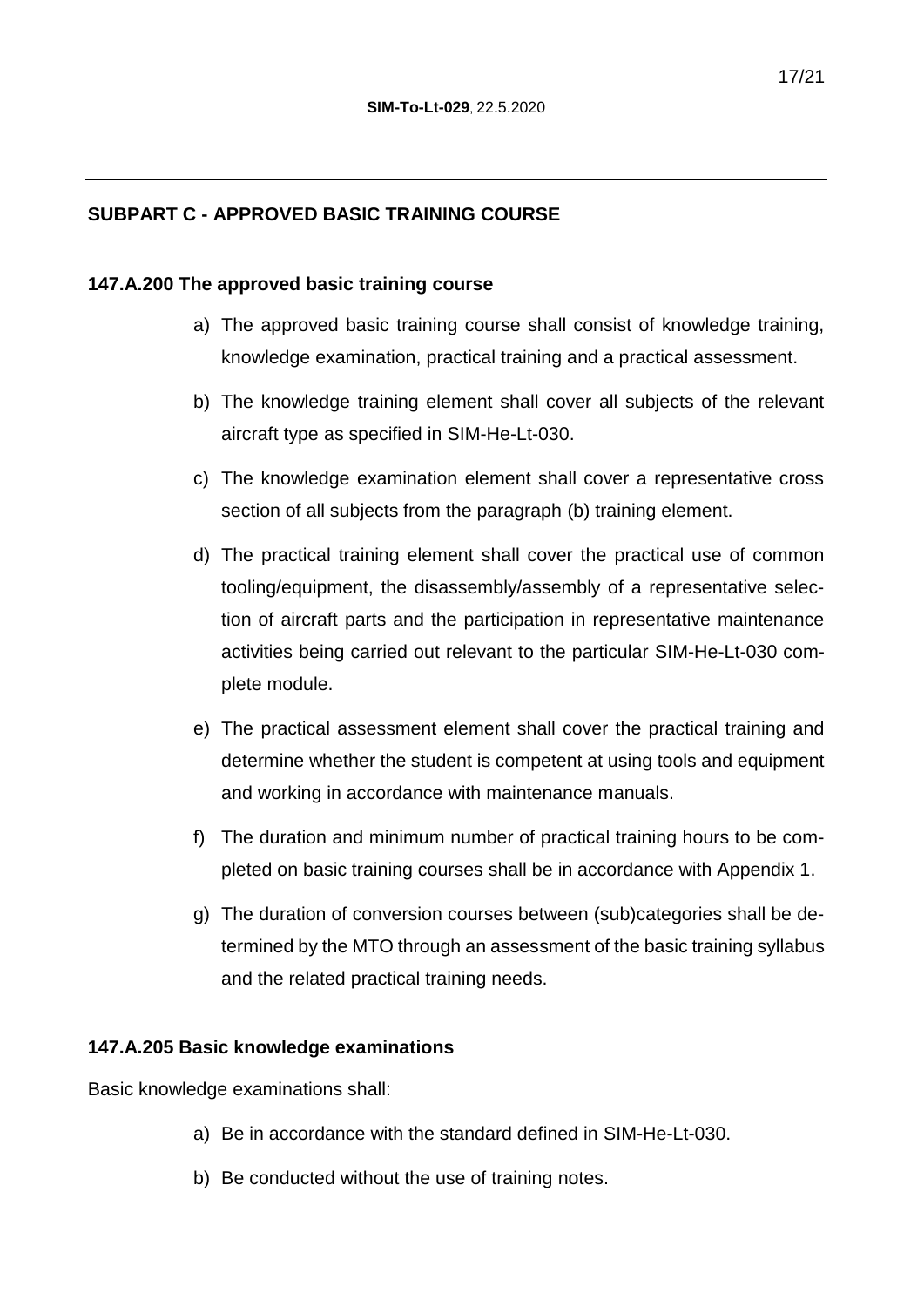## SUBPART C - APPROVED BASIC TRAINING COURSE

### 147.A.200 The approved basic training course

a) The approved basic training course shall consist of knowledge training, knowledge examination, practical training and a practical assessment.

b) The knowledge training element shall cover all subjects of the relevant aircraft type as specified in SIM-He-Lt-030.

c) The knowledge examination element shall cover a representative cross section of all subjects from the paragraph (b) training element.

d) The practical training element shall cover the practical use of common tooling/equipment, the disassembly/assembly of a representative selection of aircraft parts and the participation in representative maintenance activities being carried out relevant to the particular SIM-He-Lt-030 complete module.

e) The practical assessment element shall cover the practical training and determine whether the student is competent at using tools and equipment and working in accordance with maintenance manuals.

f) The duration and minimum number of practical training hours to be completed on basic training courses shall be in accordance with Appendix 1.

g) The duration of conversion courses between (sub)categories shall be determined by the MTO through an assessment of the basic training syllabus and the related practical training needs.

### 147.A.205 Basic knowledge examinations

Basic knowledge examinations shall:

a) Be in accordance with the standard defined in SIM-He-Lt-030.

b) Be conducted without the use of training notes.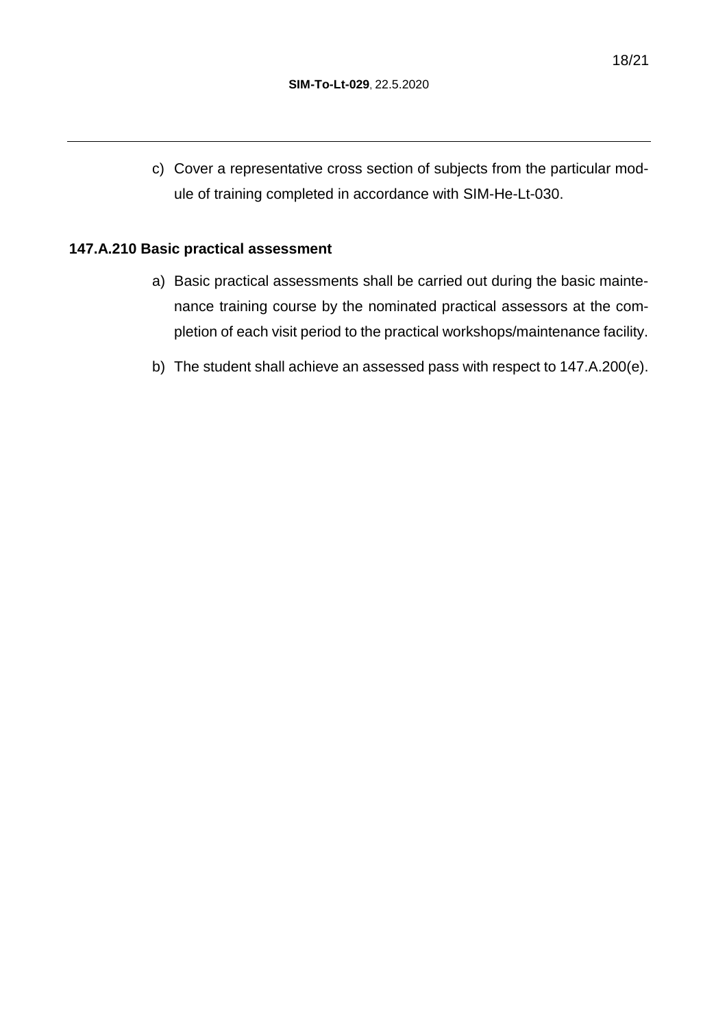c) Cover a representative cross section of subjects from the particular module of training completed in accordance with SIM-He-Lt-030.

### 147.A.210 Basic practical assessment

a) Basic practical assessments shall be carried out during the basic maintenance training course by the nominated practical assessors at the completion of each visit period to the practical workshops/maintenance facility.

b) The student shall achieve an assessed pass with respect to 147.A.200(e).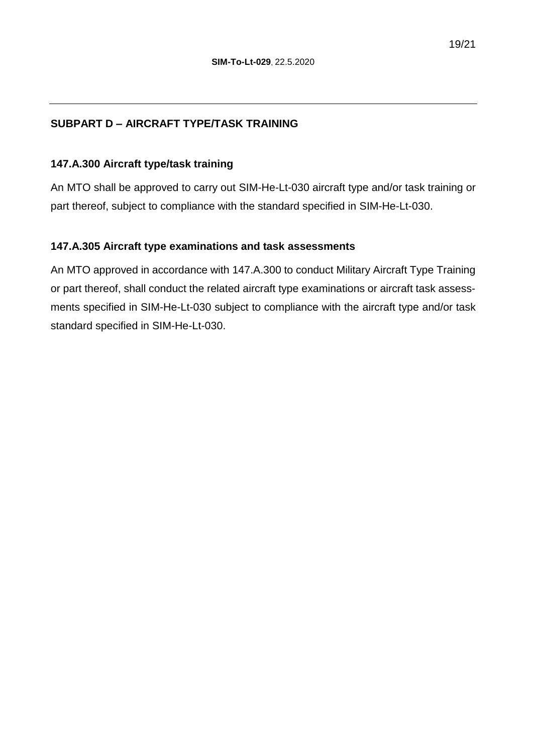## SUBPART D – AIRCRAFT TYPE/TASK TRAINING

### 147.A.300 Aircraft type/task training

An MTO shall be approved to carry out SIM-He-Lt-030 aircraft type and/or task training or part thereof, subject to compliance with the standard specified in SIM-He-Lt-030.

### 147.A.305 Aircraft type examinations and task assessments

An MTO approved in accordance with 147.A.300 to conduct Military Aircraft Type Training or part thereof, shall conduct the related aircraft type examinations or aircraft task assessments specified in SIM-He-Lt-030 subject to compliance with the aircraft type and/or task standard specified in SIM-He-Lt-030.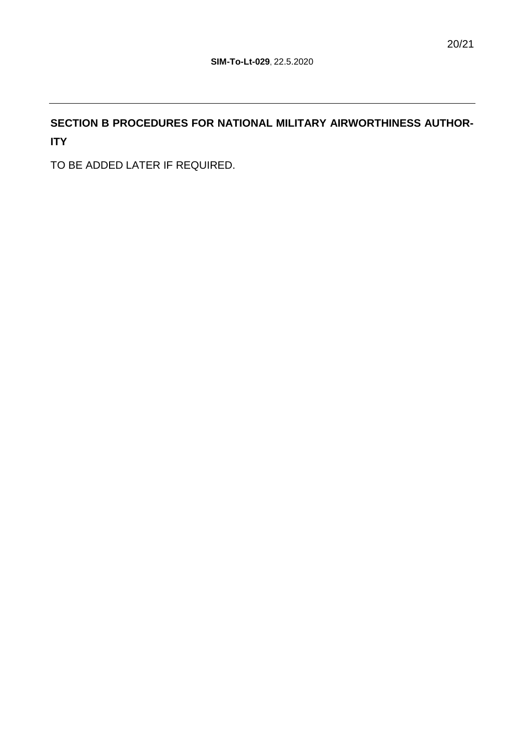## SECTION B PROCEDURES FOR NATIONAL MILITARY AIRWORTHINESS AUTHORITY

TO BE ADDED LATER IF REQUIRED.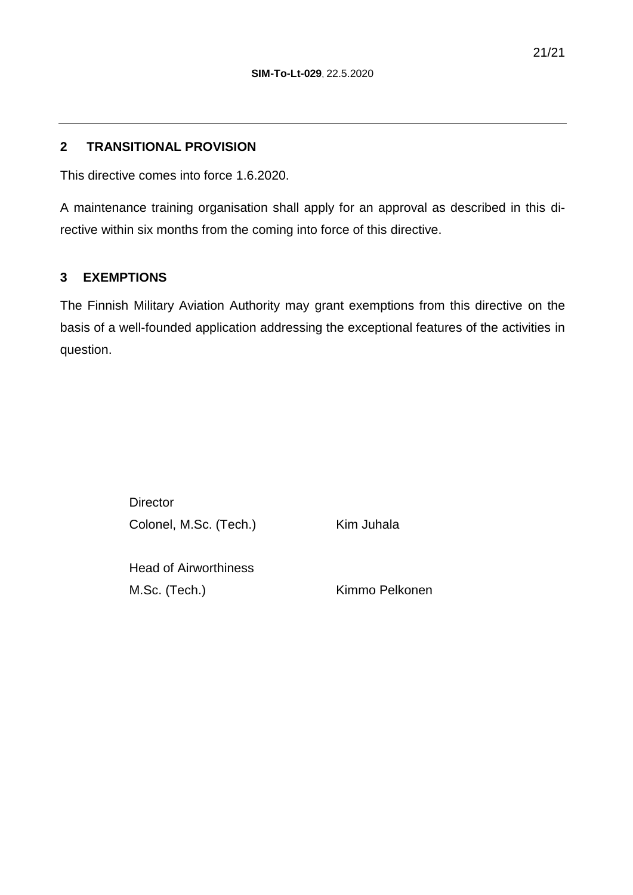## 2 TRANSITIONAL PROVISION

This directive comes into force 1.6.2020.

A maintenance training organisation shall apply for an approval as described in this directive within six months from the coming into force of this directive.

## 3 EXEMPTIONS

The Finnish Military Aviation Authority may grant exemptions from this directive on the basis of a well-founded application addressing the exceptional features of the activities in question.

Director
Colonel, M.Sc. (Tech.) Kim Juhala

Head of Airworthiness
M.Sc. (Tech.) Kimmo Pelkonen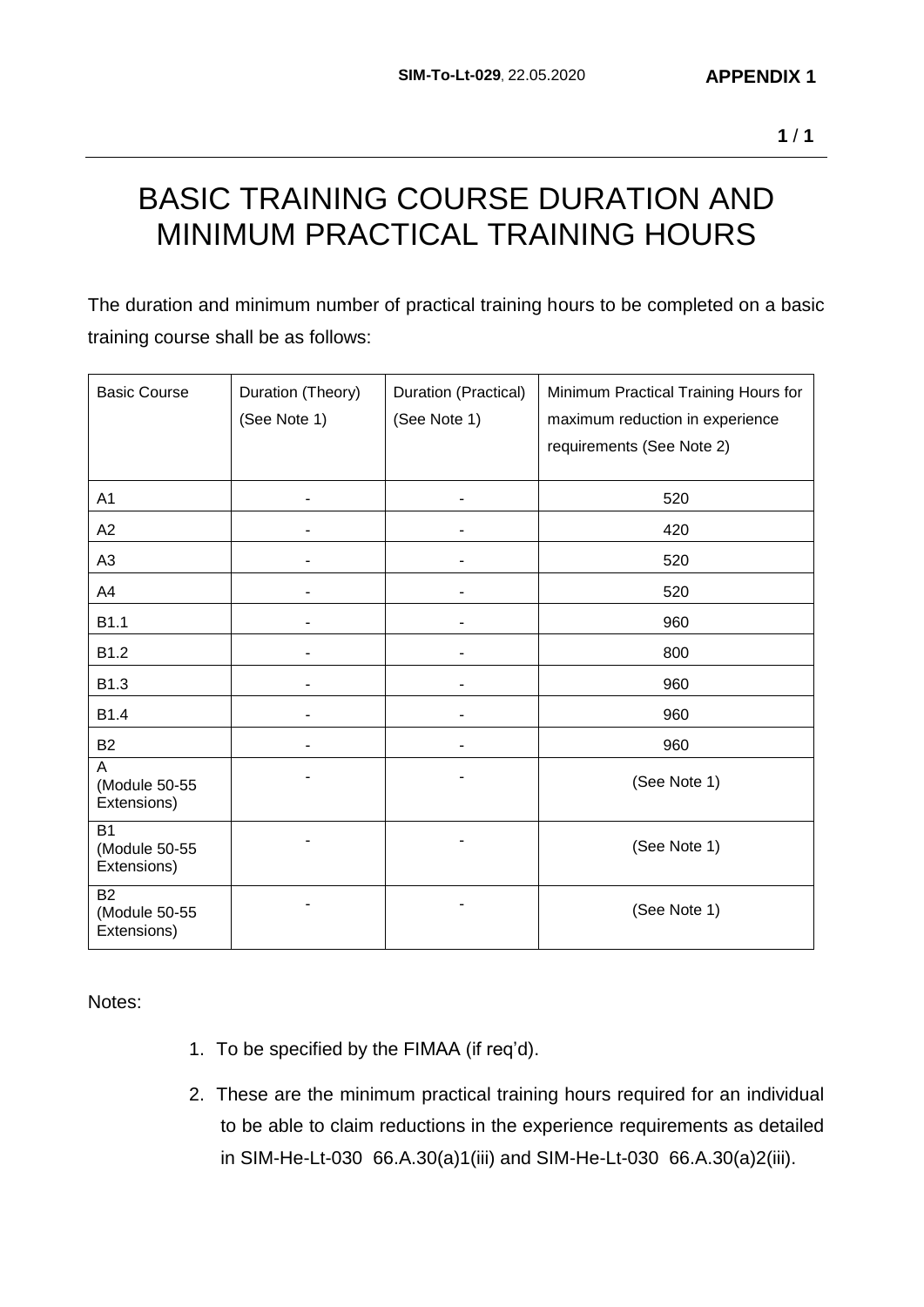# BASIC TRAINING COURSE DURATION AND MINIMUM PRACTICAL TRAINING HOURS

The duration and minimum number of practical training hours to be completed on a basic training course shall be as follows:

| Basic Course | Duration (Theory) (See Note 1) | Duration (Practical) (See Note 1) | Minimum Practical Training Hours for maximum reduction in experience requirements (See Note 2) |
|---|---|---|---|
| A1 | - | - | 520 |
| A2 | - | - | 420 |
| A3 | - | - | 520 |
| A4 | - | - | 520 |
| B1.1 | - | - | 960 |
| B1.2 | - | - | 800 |
| B1.3 | - | - | 960 |
| B1.4 | - | - | 960 |
| B2 | - | - | 960 |
| A (Module 50-55 Extensions) | - | - | (See Note 1) |
| B1 (Module 50-55 Extensions) | - | - | (See Note 1) |
| B2 (Module 50-55 Extensions) | - | - | (See Note 1) |

Notes:

1. To be specified by the FIMAA (if req'd).
2. These are the minimum practical training hours required for an individual to be able to claim reductions in the experience requirements as detailed in SIM-He-Lt-030 66.A.30(a)1(iii) and SIM-He-Lt-030 66.A.30(a)2(iii).